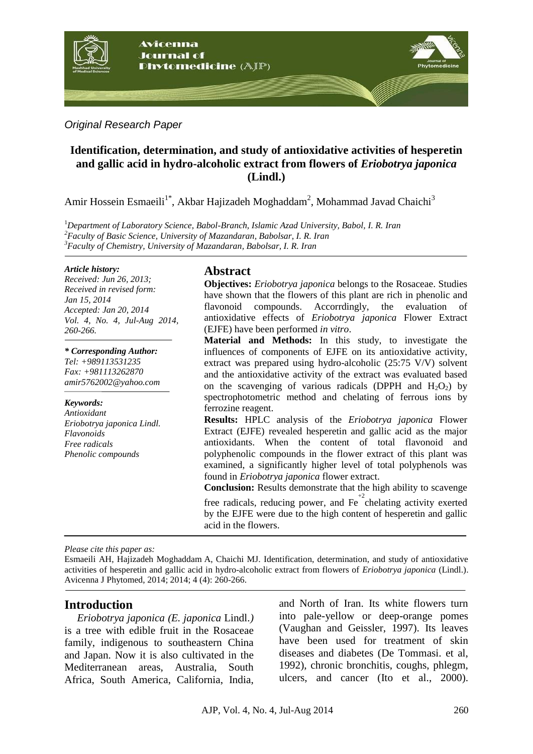*Original Research Paper*

# Identification, determination, and study of antioxidative activities of hesperetin and gallic acid in hydro-alcoholic extract from flowers of *Eriobotrya japonica* (Lindl.)

Amir Hossein Esmaeili[1*], Akbar Hajizadeh Moghaddam[2], Mohammad Javad Chaichi[3]

[1]*Department of Laboratory Science, Babol-Branch, Islamic Azad University, Babol, I. R. Iran*
[2]*Faculty of Basic Science, University of Mazandaran, Babolsar, I. R. Iran*
[3]*Faculty of Chemistry, University of Mazandaran, Babolsar, I. R. Iran*

***Article history:***
*Received: Jun 26, 2013;*
*Received in revised form: Jan 15, 2014*
*Accepted: Jan 20, 2014*
*Vol. 4, No. 4, Jul-Aug 2014, 260-266.*

***\* Corresponding Author:***
*Tel: +989113531235*
*Fax: +981113262870*
*amir5762002@yahoo.com*

***Keywords:***
*Antioxidant*
*Eriobotrya japonica Lindl.*
*Flavonoids*
*Free radicals*
*Phenolic compounds*

## Abstract

**Objectives:** *Eriobotrya japonica* belongs to the Rosaceae. Studies have shown that the flowers of this plant are rich in phenolic and flavonoid compounds. Accorrdingly, the evaluation of antioxidative effects of *Eriobotrya japonica* Flower Extract (EJFE) have been performed *in vitro*.

**Material and Methods:** In this study, to investigate the influences of components of EJFE on its antioxidative activity, extract was prepared using hydro-alcoholic (25:75 V/V) solvent and the antioxidative activity of the extract was evaluated based on the scavenging of various radicals (DPPH and $H_2O_2$) by spectrophotometric method and chelating of ferrous ions by ferrozine reagent.

**Results:** HPLC analysis of the *Eriobotrya japonica* Flower Extract (EJFE) revealed hesperetin and gallic acid as the major antioxidants. When the content of total flavonoid and polyphenolic compounds in the flower extract of this plant was examined, a significantly higher level of total polyphenols was found in *Eriobotrya japonica* flower extract.

**Conclusion:** Results demonstrate that the high ability to scavenge free radicals, reducing power, and $Fe^{+2}$ chelating activity exerted by the EJFE were due to the high content of hesperetin and gallic acid in the flowers.

*Please cite this paper as:*
Esmaeili AH, Hajizadeh Moghaddam A, Chaichi MJ. Identification, determination, and study of antioxidative activities of hesperetin and gallic acid in hydro-alcoholic extract from flowers of *Eriobotrya japonica* (Lindl.). Avicenna J Phytomed, 2014; 2014; 4 (4): 260-266.

## Introduction

*Eriobotrya japonica (E. japonica* Lindl.*)* is a tree with edible fruit in the Rosaceae family, indigenous to southeastern China and Japan. Now it is also cultivated in the Mediterranean areas, Australia, South Africa, South America, California, India, and North of Iran. Its white flowers turn into pale-yellow or deep-orange pomes (Vaughan and Geissler, 1997). Its leaves have been used for treatment of skin diseases and diabetes (De Tommasi. et al, 1992), chronic bronchitis, coughs, phlegm, ulcers, and cancer (Ito et al., 2000).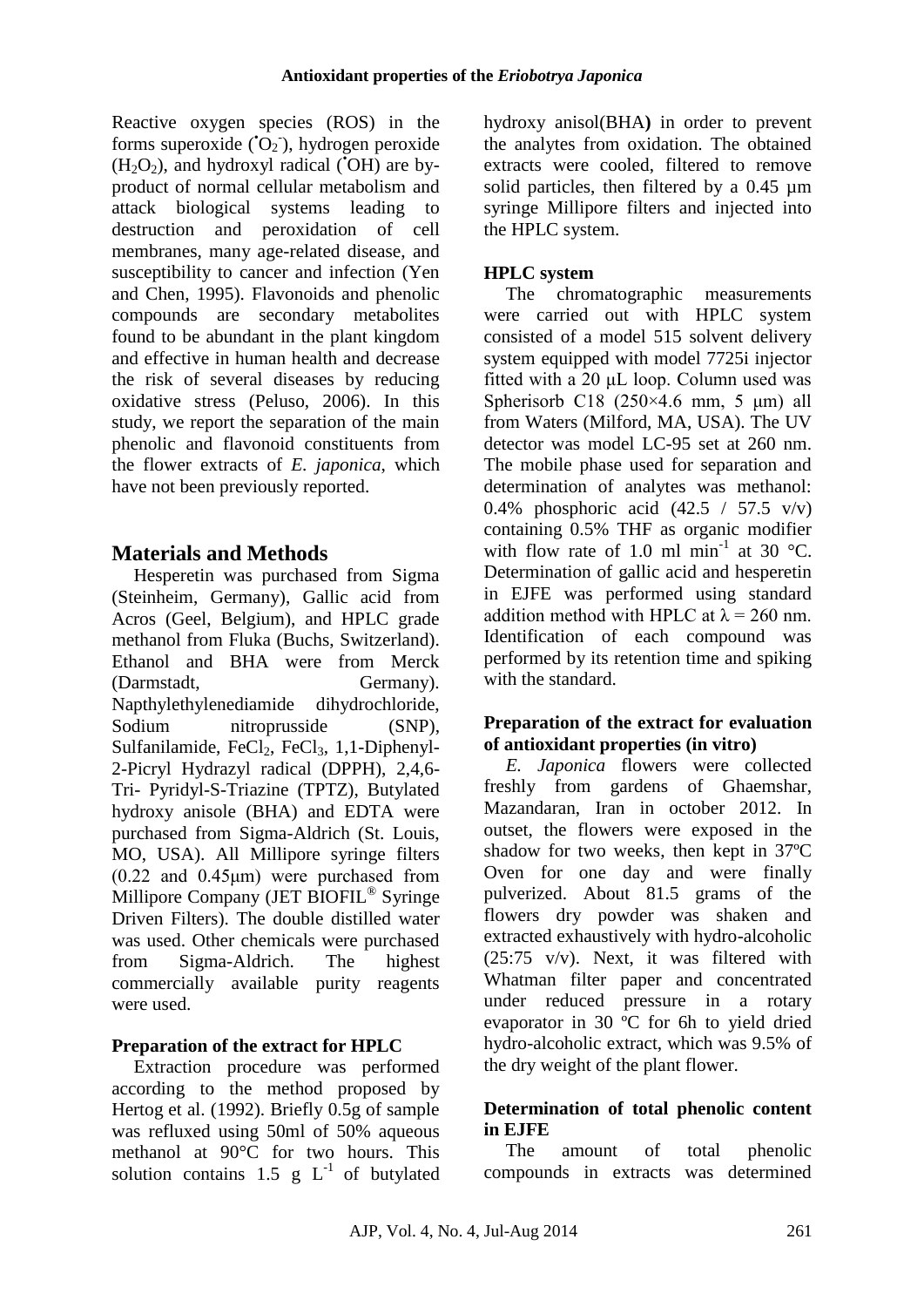Reactive oxygen species (ROS) in the forms superoxide ($^{\bullet}O_2^-$), hydrogen peroxide ($H_2O_2$), and hydroxyl radical ($^{\bullet}OH$) are by-product of normal cellular metabolism and attack biological systems leading to destruction and peroxidation of cell membranes, many age-related disease, and susceptibility to cancer and infection (Yen and Chen, 1995). Flavonoids and phenolic compounds are secondary metabolites found to be abundant in the plant kingdom and effective in human health and decrease the risk of several diseases by reducing oxidative stress (Peluso, 2006). In this study, we report the separation of the main phenolic and flavonoid constituents from the flower extracts of *E. japonica*, which have not been previously reported.

## Materials and Methods

Hesperetin was purchased from Sigma (Steinheim, Germany), Gallic acid from Acros (Geel, Belgium), and HPLC grade methanol from Fluka (Buchs, Switzerland). Ethanol and BHA were from Merck (Darmstadt, Germany). Napthylethylenediamide dihydrochloride, Sodium nitroprusside (SNP), Sulfanilamide, $FeCl_2$, $FeCl_3$, 1,1-Diphenyl-2-Picryl Hydrazyl radical (DPPH), 2,4,6-Tri- Pyridyl-S-Triazine (TPTZ), Butylated hydroxy anisole (BHA) and EDTA were purchased from Sigma-Aldrich (St. Louis, MO, USA). All Millipore syringe filters (0.22 and 0.45μm) were purchased from Millipore Company (JET BIOFIL® Syringe Driven Filters). The double distilled water was used. Other chemicals were purchased from Sigma-Aldrich. The highest commercially available purity reagents were used.

### Preparation of the extract for HPLC

Extraction procedure was performed according to the method proposed by Hertog et al. (1992). Briefly 0.5g of sample was refluxed using 50ml of 50% aqueous methanol at 90°C for two hours. This solution contains 1.5 g $L^{-1}$ of butylated hydroxy anisol(BHA**)** in order to prevent the analytes from oxidation. The obtained extracts were cooled, filtered to remove solid particles, then filtered by a 0.45 µm syringe Millipore filters and injected into the HPLC system.

### HPLC system

The chromatographic measurements were carried out with HPLC system consisted of a model 515 solvent delivery system equipped with model 7725i injector fitted with a 20 µL loop. Column used was Spherisorb C18 (250×4.6 mm, 5 µm) all from Waters (Milford, MA, USA). The UV detector was model LC-95 set at 260 nm. The mobile phase used for separation and determination of analytes was methanol: 0.4% phosphoric acid (42.5 / 57.5 v/v) containing 0.5% THF as organic modifier with flow rate of 1.0 ml $min^{-1}$ at 30 °C. Determination of gallic acid and hesperetin in EJFE was performed using standard addition method with HPLC at $\lambda = 260$ nm. Identification of each compound was performed by its retention time and spiking with the standard.

### Preparation of the extract for evaluation of antioxidant properties (in vitro)

*E. Japonica* flowers were collected freshly from gardens of Ghaemshar, Mazandaran, Iran in october 2012. In outset, the flowers were exposed in the shadow for two weeks, then kept in 37ºC Oven for one day and were finally pulverized. About 81.5 grams of the flowers dry powder was shaken and extracted exhaustively with hydro-alcoholic (25:75 v/v). Next, it was filtered with Whatman filter paper and concentrated under reduced pressure in a rotary evaporator in 30 ºC for 6h to yield dried hydro-alcoholic extract, which was 9.5% of the dry weight of the plant flower.

### Determination of total phenolic content in EJFE

The amount of total phenolic compounds in extracts was determined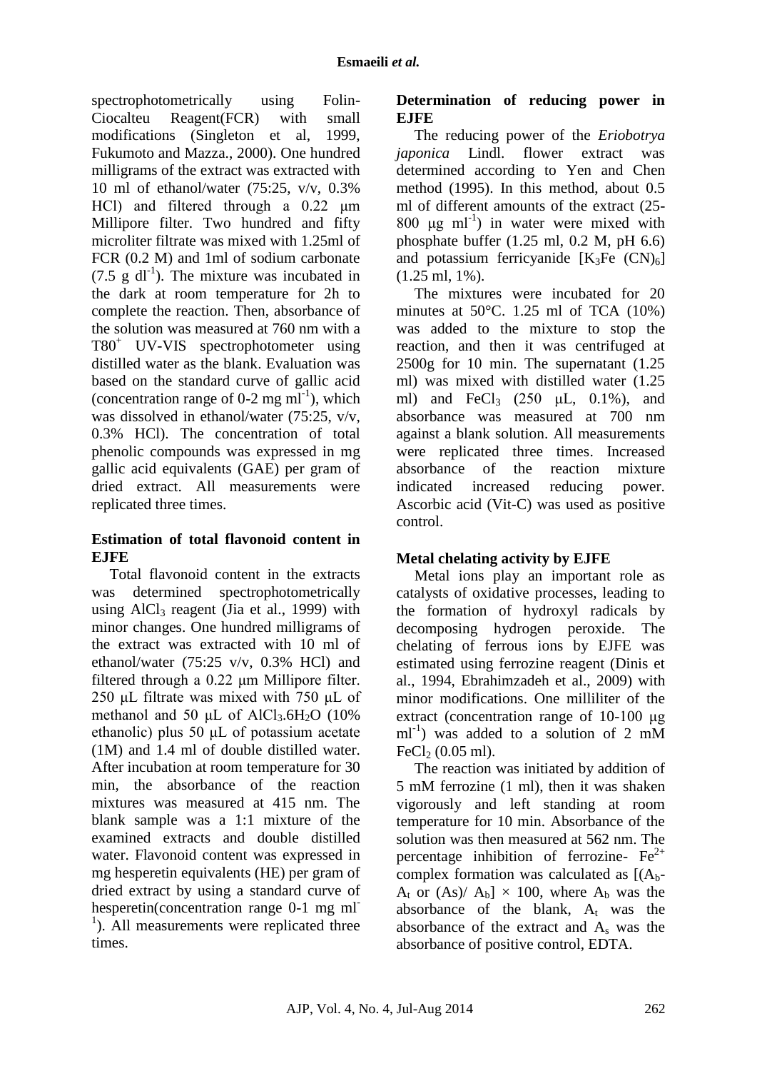spectrophotometrically using Folin-Ciocalteu Reagent(FCR) with small modifications (Singleton et al, 1999, Fukumoto and Mazza., 2000). One hundred milligrams of the extract was extracted with 10 ml of ethanol/water (75:25, v/v, 0.3% HCl) and filtered through a 0.22 μm Millipore filter. Two hundred and fifty microliter filtrate was mixed with 1.25ml of FCR (0.2 M) and 1ml of sodium carbonate (7.5 g $dl^{-1}$). The mixture was incubated in the dark at room temperature for 2h to complete the reaction. Then, absorbance of the solution was measured at 760 nm with a T80$^{+}$ UV-VIS spectrophotometer using distilled water as the blank. Evaluation was based on the standard curve of gallic acid (concentration range of 0-2 mg $ml^{-1}$), which was dissolved in ethanol/water (75:25, v/v, 0.3% HCl). The concentration of total phenolic compounds was expressed in mg gallic acid equivalents (GAE) per gram of dried extract. All measurements were replicated three times.

**Estimation of total flavonoid content in EJFE**

Total flavonoid content in the extracts was determined spectrophotometrically using $AlCl_3$ reagent (Jia et al., 1999) with minor changes. One hundred milligrams of the extract was extracted with 10 ml of ethanol/water (75:25 v/v, 0.3% HCl) and filtered through a 0.22 μm Millipore filter. 250 μL filtrate was mixed with 750 μL of methanol and 50 μL of $AlCl_3.6H_2O$ (10% ethanolic) plus 50 μL of potassium acetate (1M) and 1.4 ml of double distilled water. After incubation at room temperature for 30 min, the absorbance of the reaction mixtures was measured at 415 nm. The blank sample was a 1:1 mixture of the examined extracts and double distilled water. Flavonoid content was expressed in mg hesperetin equivalents (HE) per gram of dried extract by using a standard curve of hesperetin(concentration range 0-1 mg $ml^{-1}$). All measurements were replicated three times.

**Determination of reducing power in EJFE**

The reducing power of the *Eriobotrya japonica* Lindl. flower extract was determined according to Yen and Chen method (1995). In this method, about 0.5 ml of different amounts of the extract (25-800 μg $ml^{-1}$) in water were mixed with phosphate buffer (1.25 ml, 0.2 M, pH 6.6) and potassium ferricyanide $[K_3Fe\ (CN)_6]$ (1.25 ml, 1%).

The mixtures were incubated for 20 minutes at 50°C. 1.25 ml of TCA (10%) was added to the mixture to stop the reaction, and then it was centrifuged at 2500g for 10 min. The supernatant (1.25 ml) was mixed with distilled water (1.25 ml) and $FeCl_3$ (250 μL, 0.1%), and absorbance was measured at 700 nm against a blank solution. All measurements were replicated three times. Increased absorbance of the reaction mixture indicated increased reducing power. Ascorbic acid (Vit-C) was used as positive control.

**Metal chelating activity by EJFE**

Metal ions play an important role as catalysts of oxidative processes, leading to the formation of hydroxyl radicals by decomposing hydrogen peroxide. The chelating of ferrous ions by EJFE was estimated using ferrozine reagent (Dinis et al., 1994, Ebrahimzadeh et al., 2009) with minor modifications. One milliliter of the extract (concentration range of 10-100 μg $ml^{-1}$) was added to a solution of 2 mM $FeCl_2$ (0.05 ml).

The reaction was initiated by addition of 5 mM ferrozine (1 ml), then it was shaken vigorously and left standing at room temperature for 10 min. Absorbance of the solution was then measured at 562 nm. The percentage inhibition of ferrozine- $Fe^{2+}$ complex formation was calculated as $[(A_b-A_t \text{ or } (A_s)/ A_b] \times 100$, where $A_b$ was the absorbance of the blank, $A_t$ was the absorbance of the extract and $A_s$ was the absorbance of positive control, EDTA.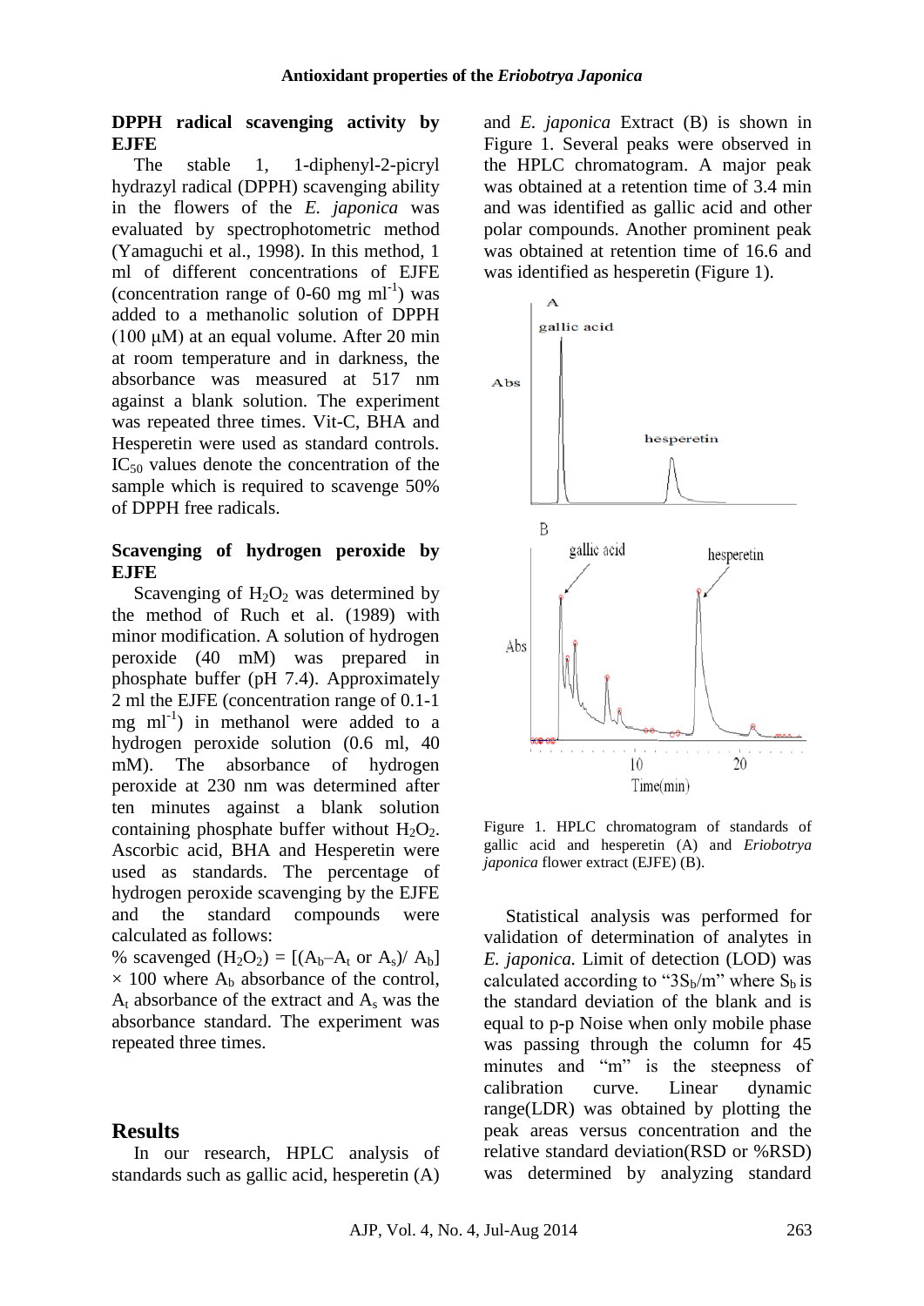**DPPH radical scavenging activity by EJFE**

The stable 1, 1-diphenyl-2-picryl hydrazyl radical (DPPH) scavenging ability in the flowers of the *E. japonica* was evaluated by spectrophotometric method (Yamaguchi et al., 1998). In this method, 1 ml of different concentrations of EJFE (concentration range of 0-60 mg $ml^{-1}$) was added to a methanolic solution of DPPH (100 μM) at an equal volume. After 20 min at room temperature and in darkness, the absorbance was measured at 517 nm against a blank solution. The experiment was repeated three times. Vit-C, BHA and Hesperetin were used as standard controls. $IC_{50}$ values denote the concentration of the sample which is required to scavenge 50% of DPPH free radicals.

**Scavenging of hydrogen peroxide by EJFE**

Scavenging of $H_2O_2$ was determined by the method of Ruch et al. (1989) with minor modification. A solution of hydrogen peroxide (40 mM) was prepared in phosphate buffer (pH 7.4). Approximately 2 ml the EJFE (concentration range of 0.1-1 mg $ml^{-1}$) in methanol were added to a hydrogen peroxide solution (0.6 ml, 40 mM). The absorbance of hydrogen peroxide at 230 nm was determined after ten minutes against a blank solution containing phosphate buffer without $H_2O_2$. Ascorbic acid, BHA and Hesperetin were used as standards. The percentage of hydrogen peroxide scavenging by the EJFE and the standard compounds were calculated as follows:

% scavenged ($H_2O_2$) = [($A_b$–$A_t$ or $A_s$)/ $A_b$] × 100 where $A_b$ absorbance of the control, $A_t$ absorbance of the extract and $A_s$ was the absorbance standard. The experiment was repeated three times.

## Results

In our research, HPLC analysis of standards such as gallic acid, hesperetin (A) and *E. japonica* Extract (B) is shown in Figure 1. Several peaks were observed in the HPLC chromatogram. A major peak was obtained at a retention time of 3.4 min and was identified as gallic acid and other polar compounds. Another prominent peak was obtained at retention time of 16.6 and was identified as hesperetin (Figure 1).

Figure 1. HPLC chromatogram of standards of gallic acid and hesperetin (A) and *Eriobotrya japonica* flower extract (EJFE) (B).

Statistical analysis was performed for validation of determination of analytes in *E. japonica.* Limit of detection (LOD) was calculated according to "$3S_b/m$" where $S_b$ is the standard deviation of the blank and is equal to p-p Noise when only mobile phase was passing through the column for 45 minutes and "m" is the steepness of calibration curve. Linear dynamic range(LDR) was obtained by plotting the peak areas versus concentration and the relative standard deviation(RSD or %RSD) was determined by analyzing standard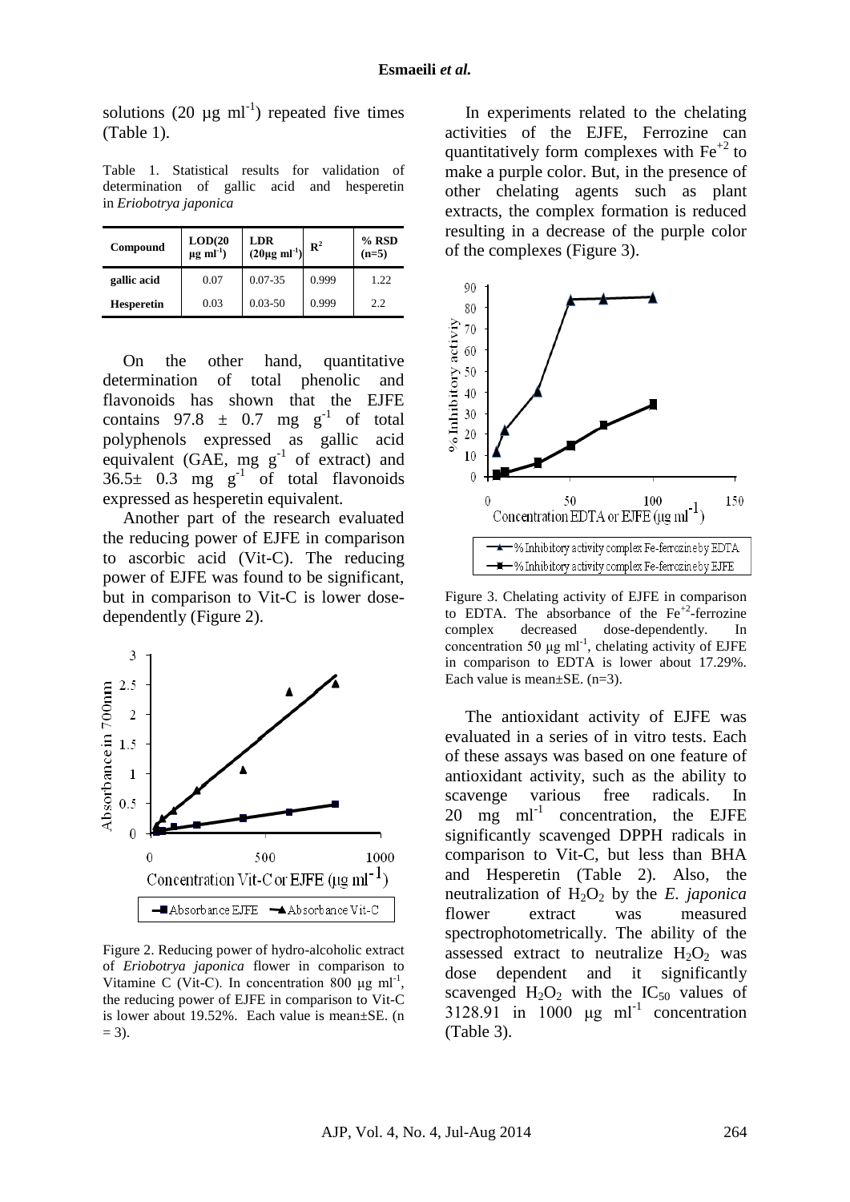solutions (20 µg $ml^{-1}$) repeated five times (Table 1).

Table 1. Statistical results for validation of determination of gallic acid and hesperetin in *Eriobotrya japonica*

| Compound | LOD(20 µg $ml^{-1}$) | LDR (20µg $ml^{-1}$) | $R^2$ | % RSD (n=5) |
|---|---|---|---|---|
| gallic acid | 0.07 | 0.07-35 | 0.999 | 1.22 |
| Hesperetin | 0.03 | 0.03-50 | 0.999 | 2.2 |

On the other hand, quantitative determination of total phenolic and flavonoids has shown that the EJFE contains 97.8 ± 0.7 mg $g^{-1}$ of total polyphenols expressed as gallic acid equivalent (GAE, mg $g^{-1}$ of extract) and 36.5± 0.3 mg $g^{-1}$ of total flavonoids expressed as hesperetin equivalent.

Another part of the research evaluated the reducing power of EJFE in comparison to ascorbic acid (Vit-C). The reducing power of EJFE was found to be significant, but in comparison to Vit-C is lower dose-dependently (Figure 2).

Figure 2. Reducing power of hydro-alcoholic extract of *Eriobotrya japonica* flower in comparison to Vitamine C (Vit-C). In concentration 800 µg $ml^{-1}$, the reducing power of EJFE in comparison to Vit-C is lower about 19.52%. Each value is mean±SE. (n = 3).

In experiments related to the chelating activities of the EJFE, Ferrozine can quantitatively form complexes with $Fe^{+2}$ to make a purple color. But, in the presence of other chelating agents such as plant extracts, the complex formation is reduced resulting in a decrease of the purple color of the complexes (Figure 3).

Figure 3. Chelating activity of EJFE in comparison to EDTA. The absorbance of the $Fe^{+2}$-ferrozine complex decreased dose-dependently. In concentration 50 µg $ml^{-1}$, chelating activity of EJFE in comparison to EDTA is lower about 17.29%. Each value is mean±SE. (n=3).

The antioxidant activity of EJFE was evaluated in a series of in vitro tests. Each of these assays was based on one feature of antioxidant activity, such as the ability to scavenge various free radicals. In 20 mg $ml^{-1}$ concentration, the EJFE significantly scavenged DPPH radicals in comparison to Vit-C, but less than BHA and Hesperetin (Table 2). Also, the neutralization of $H_2O_2$ by the *E. japonica* flower extract was measured spectrophotometrically. The ability of the assessed extract to neutralize $H_2O_2$ was dose dependent and it significantly scavenged $H_2O_2$ with the $IC_{50}$ values of 3128.91 in 1000 µg $ml^{-1}$ concentration (Table 3).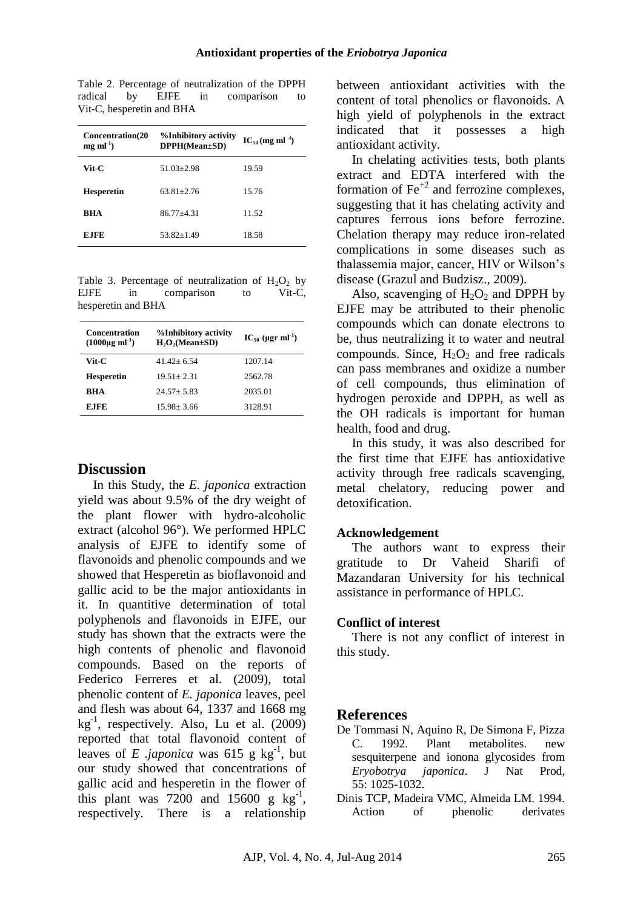Table 2. Percentage of neutralization of the DPPH radical by EJFE in comparison to Vit-C, hesperetin and BHA

| Concentration(20 $mg\ ml^{-1}$) | %Inhibitory activity DPPH(Mean±SD) | $IC_{50}$ (mg $ml^{-1}$) |
|---|---|---|
| **Vit-C** | 51.03±2.98 | 19.59 |
| **Hesperetin** | 63.81±2.76 | 15.76 |
| **BHA** | 86.77±4.31 | 11.52 |
| **EJFE** | 53.82±1.49 | 18.58 |

Table 3. Percentage of neutralization of $H_2O_2$ by EJFE in comparison to Vit-C, hesperetin and BHA

| Concentration ($1000\mu g\ ml^{-1}$) | %Inhibitory activity $H_2O_2$(Mean±SD) | $IC_{50}$ ($\mu gr\ ml^{-1}$) |
|---|---|---|
| **Vit-C** | 41.42± 6.54 | 1207.14 |
| **Hesperetin** | 19.51± 2.31 | 2562.78 |
| **BHA** | 24.57± 5.83 | 2035.01 |
| **EJFE** | 15.98± 3.66 | 3128.91 |

## Discussion

In this Study, the *E. japonica* extraction yield was about 9.5% of the dry weight of the plant flower with hydro-alcoholic extract (alcohol 96°). We performed HPLC analysis of EJFE to identify some of flavonoids and phenolic compounds and we showed that Hesperetin as bioflavonoid and gallic acid to be the major antioxidants in it. In quantitive determination of total polyphenols and flavonoids in EJFE, our study has shown that the extracts were the high contents of phenolic and flavonoid compounds. Based on the reports of Federico Ferreres et al. (2009), total phenolic content of *E. japonica* leaves, peel and flesh was about 64, 1337 and 1668 mg $kg^{-1}$, respectively. Also, Lu et al. (2009) reported that total flavonoid content of leaves of *E .japonica* was 615 g $kg^{-1}$, but our study showed that concentrations of gallic acid and hesperetin in the flower of this plant was 7200 and 15600 g $kg^{-1}$, respectively. There is a relationship between antioxidant activities with the content of total phenolics or flavonoids. A high yield of polyphenols in the extract indicated that it possesses a high antioxidant activity.

In chelating activities tests, both plants extract and EDTA interfered with the formation of $Fe^{+2}$ and ferrozine complexes, suggesting that it has chelating activity and captures ferrous ions before ferrozine. Chelation therapy may reduce iron-related complications in some diseases such as thalassemia major, cancer, HIV or Wilson's disease (Grazul and Budzisz., 2009).

Also, scavenging of $H_2O_2$ and DPPH by EJFE may be attributed to their phenolic compounds which can donate electrons to be, thus neutralizing it to water and neutral compounds. Since, $H_2O_2$ and free radicals can pass membranes and oxidize a number of cell compounds, thus elimination of hydrogen peroxide and DPPH, as well as the OH radicals is important for human health, food and drug.

In this study, it was also described for the first time that EJFE has antioxidative activity through free radicals scavenging, metal chelatory, reducing power and detoxification.

### Acknowledgement

The authors want to express their gratitude to Dr Vaheid Sharifi of Mazandaran University for his technical assistance in performance of HPLC.

### Conflict of interest

There is not any conflict of interest in this study.

## References

De Tommasi N, Aquino R, De Simona F, Pizza C. 1992. Plant metabolites. new sesquiterpene and ionona glycosides from *Eryobotrya japonica*. J Nat Prod, 55: 1025-1032.

Dinis TCP, Madeira VMC, Almeida LM. 1994. Action of phenolic derivates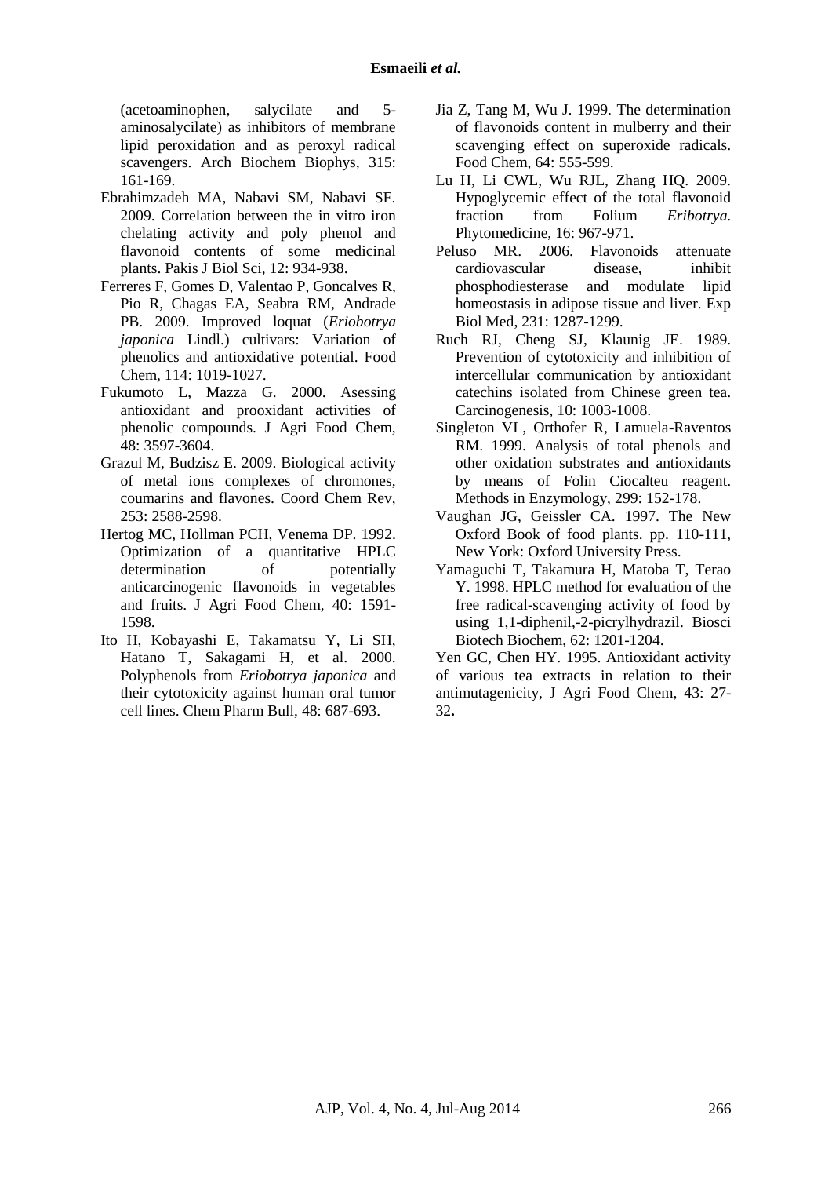(acetoaminophen, salycilate and 5-aminosalycilate) as inhibitors of membrane lipid peroxidation and as peroxyl radical scavengers. Arch Biochem Biophys, 315: 161-169.

Ebrahimzadeh MA, Nabavi SM, Nabavi SF. 2009. Correlation between the in vitro iron chelating activity and poly phenol and flavonoid contents of some medicinal plants. Pakis J Biol Sci, 12: 934-938.

Ferreres F, Gomes D, Valentao P, Goncalves R, Pio R, Chagas EA, Seabra RM, Andrade PB. 2009. Improved loquat (*Eriobotrya japonica* Lindl.) cultivars: Variation of phenolics and antioxidative potential. Food Chem, 114: 1019-1027.

Fukumoto L, Mazza G. 2000. Asessing antioxidant and prooxidant activities of phenolic compounds. J Agri Food Chem, 48: 3597-3604.

Grazul M, Budzisz E. 2009. Biological activity of metal ions complexes of chromones, coumarins and flavones. Coord Chem Rev, 253: 2588-2598.

Hertog MC, Hollman PCH, Venema DP. 1992. Optimization of a quantitative HPLC determination of potentially anticarcinogenic flavonoids in vegetables and fruits. J Agri Food Chem, 40: 1591-1598.

Ito H, Kobayashi E, Takamatsu Y, Li SH, Hatano T, Sakagami H, et al. 2000. Polyphenols from *Eriobotrya japonica* and their cytotoxicity against human oral tumor cell lines. Chem Pharm Bull, 48: 687-693.

Jia Z, Tang M, Wu J. 1999. The determination of flavonoids content in mulberry and their scavenging effect on superoxide radicals. Food Chem, 64: 555-599.

Lu H, Li CWL, Wu RJL, Zhang HQ. 2009. Hypoglycemic effect of the total flavonoid fraction from Folium *Eribotrya.* Phytomedicine, 16: 967-971.

Peluso MR. 2006. Flavonoids attenuate cardiovascular disease, inhibit phosphodiesterase and modulate lipid homeostasis in adipose tissue and liver. Exp Biol Med, 231: 1287-1299.

Ruch RJ, Cheng SJ, Klaunig JE. 1989. Prevention of cytotoxicity and inhibition of intercellular communication by antioxidant catechins isolated from Chinese green tea. Carcinogenesis, 10: 1003-1008.

Singleton VL, Orthofer R, Lamuela-Raventos RM. 1999. Analysis of total phenols and other oxidation substrates and antioxidants by means of Folin Ciocalteu reagent. Methods in Enzymology, 299: 152-178.

Vaughan JG, Geissler CA. 1997. The New Oxford Book of food plants. pp. 110-111, New York: Oxford University Press.

Yamaguchi T, Takamura H, Matoba T, Terao Y. 1998. HPLC method for evaluation of the free radical-scavenging activity of food by using 1,1-diphenil,-2-picrylhydrazil. Biosci Biotech Biochem, 62: 1201-1204.

Yen GC, Chen HY. 1995. Antioxidant activity of various tea extracts in relation to their antimutagenicity, J Agri Food Chem, 43: 27-32**.**